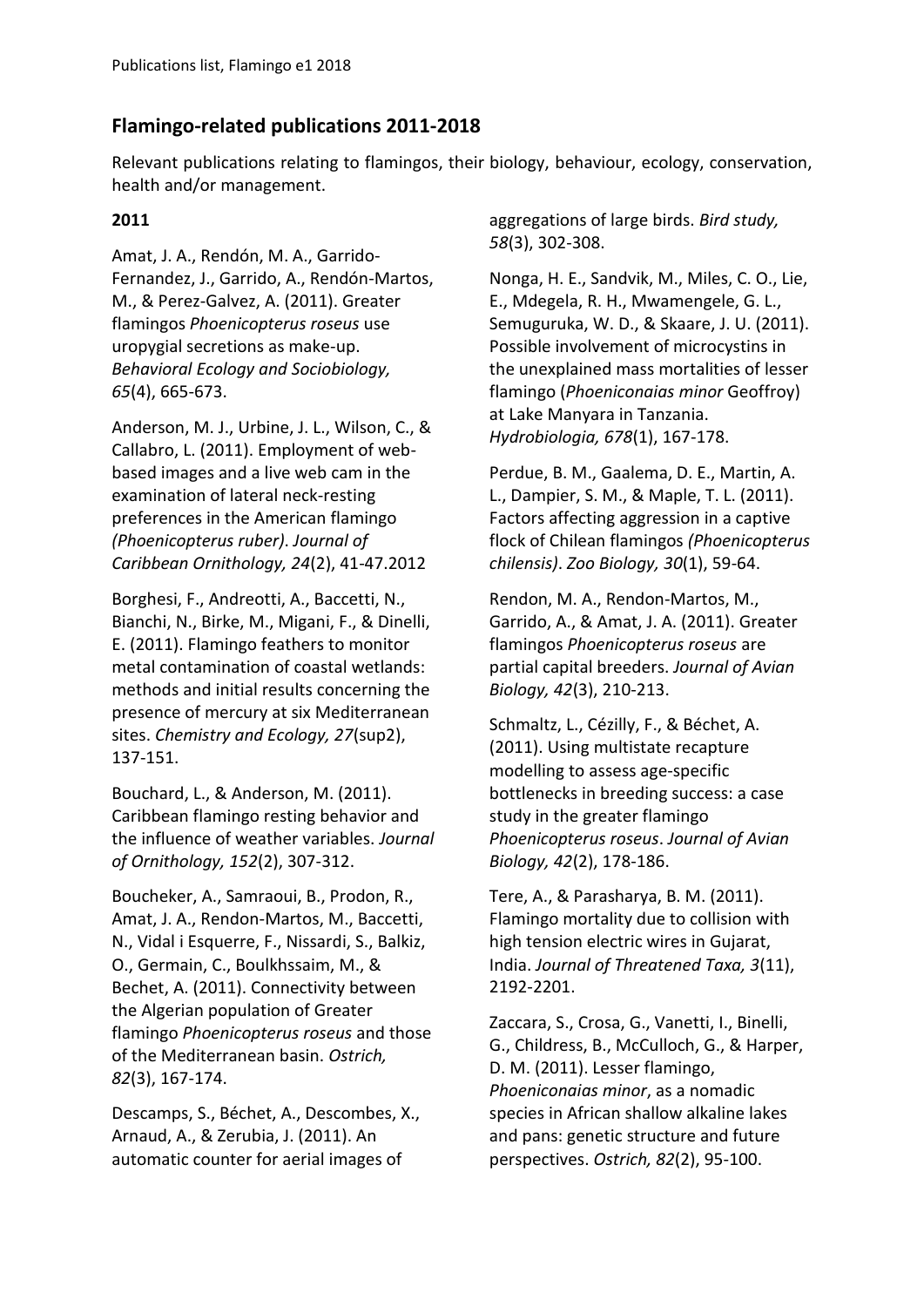## Flamingo-related publications 2011-2018

Relevant publications relating to flamingos, their biology, behaviour, ecology, conservation, health and/or management.

### 2011

Amat, J. A., Rendón, M. A., Garrido-Fernandez, J., Garrido, A., Rendón-Martos, M., & Perez-Galvez, A. (2011). Greater flamingos *Phoenicopterus roseus* use uropygial secretions as make-up. *Behavioral Ecology and Sociobiology, 65*(4), 665-673.

Anderson, M. J., Urbine, J. L., Wilson, C., & Callabro, L. (2011). Employment of web-based images and a live web cam in the examination of lateral neck-resting preferences in the American flamingo *(Phoenicopterus ruber)*. *Journal of Caribbean Ornithology, 24*(2), 41-47.2012

Borghesi, F., Andreotti, A., Baccetti, N., Bianchi, N., Birke, M., Migani, F., & Dinelli, E. (2011). Flamingo feathers to monitor metal contamination of coastal wetlands: methods and initial results concerning the presence of mercury at six Mediterranean sites. *Chemistry and Ecology, 27*(sup2), 137-151.

Bouchard, L., & Anderson, M. (2011). Caribbean flamingo resting behavior and the influence of weather variables. *Journal of Ornithology, 152*(2), 307-312.

Boucheker, A., Samraoui, B., Prodon, R., Amat, J. A., Rendon-Martos, M., Baccetti, N., Vidal i Esquerre, F., Nissardi, S., Balkiz, O., Germain, C., Boulkhssaim, M., & Bechet, A. (2011). Connectivity between the Algerian population of Greater flamingo *Phoenicopterus roseus* and those of the Mediterranean basin. *Ostrich, 82*(3), 167-174.

Descamps, S., Béchet, A., Descombes, X., Arnaud, A., & Zerubia, J. (2011). An automatic counter for aerial images of aggregations of large birds. *Bird study, 58*(3), 302-308.

Nonga, H. E., Sandvik, M., Miles, C. O., Lie, E., Mdegela, R. H., Mwamengele, G. L., Semuguruka, W. D., & Skaare, J. U. (2011). Possible involvement of microcystins in the unexplained mass mortalities of lesser flamingo (*Phoeniconaias minor* Geoffroy) at Lake Manyara in Tanzania. *Hydrobiologia, 678*(1), 167-178.

Perdue, B. M., Gaalema, D. E., Martin, A. L., Dampier, S. M., & Maple, T. L. (2011). Factors affecting aggression in a captive flock of Chilean flamingos *(Phoenicopterus chilensis)*. *Zoo Biology, 30*(1), 59-64.

Rendon, M. A., Rendon-Martos, M., Garrido, A., & Amat, J. A. (2011). Greater flamingos *Phoenicopterus roseus* are partial capital breeders. *Journal of Avian Biology, 42*(3), 210-213.

Schmaltz, L., Cézilly, F., & Béchet, A. (2011). Using multistate recapture modelling to assess age-specific bottlenecks in breeding success: a case study in the greater flamingo *Phoenicopterus roseus*. *Journal of Avian Biology, 42*(2), 178-186.

Tere, A., & Parasharya, B. M. (2011). Flamingo mortality due to collision with high tension electric wires in Gujarat, India. *Journal of Threatened Taxa, 3*(11), 2192-2201.

Zaccara, S., Crosa, G., Vanetti, I., Binelli, G., Childress, B., McCulloch, G., & Harper, D. M. (2011). Lesser flamingo, *Phoeniconaias minor*, as a nomadic species in African shallow alkaline lakes and pans: genetic structure and future perspectives. *Ostrich, 82*(2), 95-100.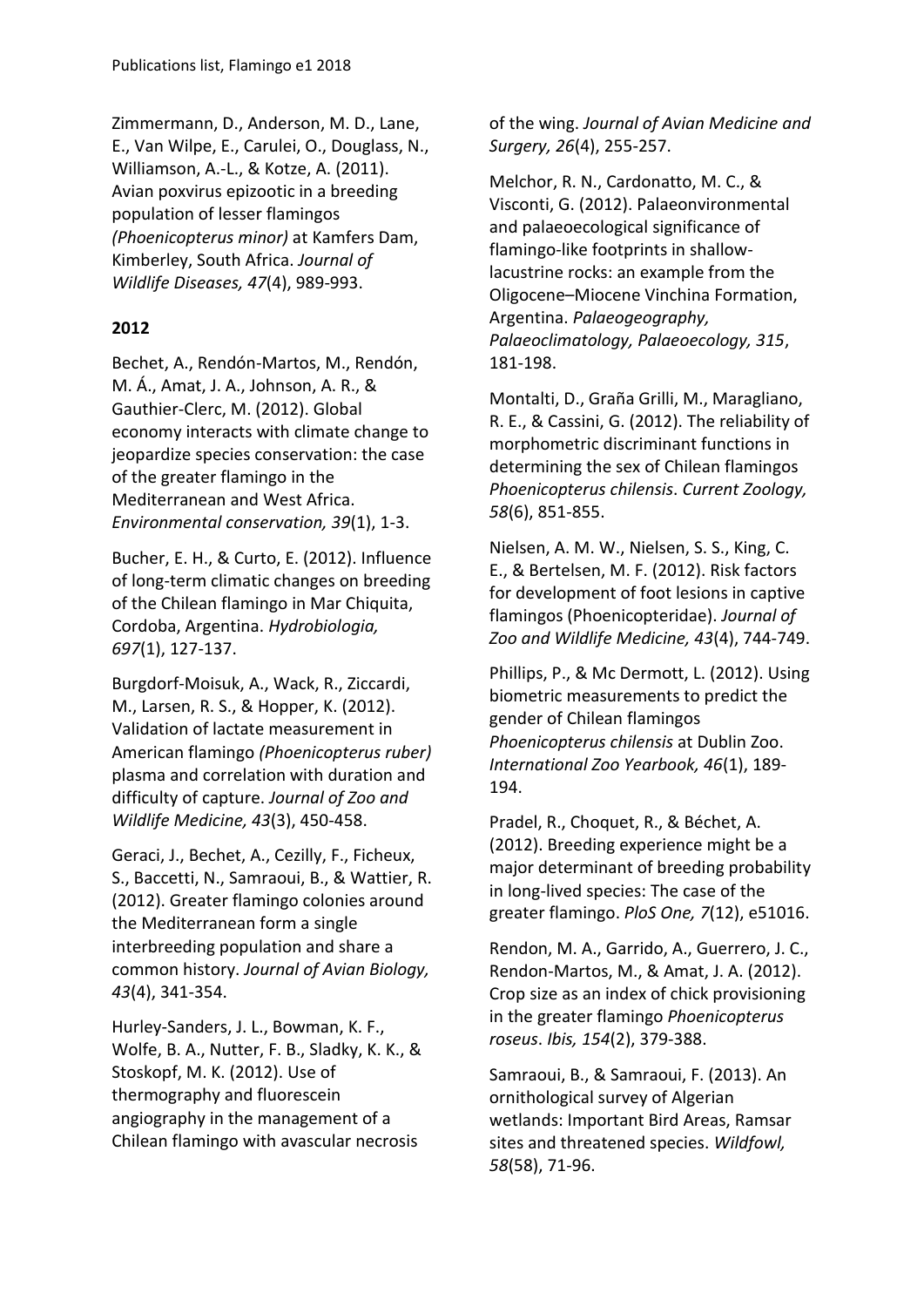Zimmermann, D., Anderson, M. D., Lane, E., Van Wilpe, E., Carulei, O., Douglass, N., Williamson, A.-L., & Kotze, A. (2011). Avian poxvirus epizootic in a breeding population of lesser flamingos *(Phoenicopterus minor)* at Kamfers Dam, Kimberley, South Africa. *Journal of Wildlife Diseases, 47*(4), 989-993.

## 2012

Bechet, A., Rendón-Martos, M., Rendón, M. Á., Amat, J. A., Johnson, A. R., & Gauthier-Clerc, M. (2012). Global economy interacts with climate change to jeopardize species conservation: the case of the greater flamingo in the Mediterranean and West Africa. *Environmental conservation, 39*(1), 1-3.

Bucher, E. H., & Curto, E. (2012). Influence of long-term climatic changes on breeding of the Chilean flamingo in Mar Chiquita, Cordoba, Argentina. *Hydrobiologia, 697*(1), 127-137.

Burgdorf-Moisuk, A., Wack, R., Ziccardi, M., Larsen, R. S., & Hopper, K. (2012). Validation of lactate measurement in American flamingo *(Phoenicopterus ruber)* plasma and correlation with duration and difficulty of capture. *Journal of Zoo and Wildlife Medicine, 43*(3), 450-458.

Geraci, J., Bechet, A., Cezilly, F., Ficheux, S., Baccetti, N., Samraoui, B., & Wattier, R. (2012). Greater flamingo colonies around the Mediterranean form a single interbreeding population and share a common history. *Journal of Avian Biology, 43*(4), 341-354.

Hurley-Sanders, J. L., Bowman, K. F., Wolfe, B. A., Nutter, F. B., Sladky, K. K., & Stoskopf, M. K. (2012). Use of thermography and fluorescein angiography in the management of a Chilean flamingo with avascular necrosis of the wing. *Journal of Avian Medicine and Surgery, 26*(4), 255-257.

Melchor, R. N., Cardonatto, M. C., & Visconti, G. (2012). Palaeonvironmental and palaeoecological significance of flamingo-like footprints in shallow-lacustrine rocks: an example from the Oligocene–Miocene Vinchina Formation, Argentina. *Palaeogeography, Palaeoclimatology, Palaeoecology, 315*, 181-198.

Montalti, D., Graña Grilli, M., Maragliano, R. E., & Cassini, G. (2012). The reliability of morphometric discriminant functions in determining the sex of Chilean flamingos *Phoenicopterus chilensis*. *Current Zoology, 58*(6), 851-855.

Nielsen, A. M. W., Nielsen, S. S., King, C. E., & Bertelsen, M. F. (2012). Risk factors for development of foot lesions in captive flamingos (Phoenicopteridae). *Journal of Zoo and Wildlife Medicine, 43*(4), 744-749.

Phillips, P., & Mc Dermott, L. (2012). Using biometric measurements to predict the gender of Chilean flamingos *Phoenicopterus chilensis* at Dublin Zoo. *International Zoo Yearbook, 46*(1), 189-194.

Pradel, R., Choquet, R., & Béchet, A. (2012). Breeding experience might be a major determinant of breeding probability in long-lived species: The case of the greater flamingo. *PloS One, 7*(12), e51016.

Rendon, M. A., Garrido, A., Guerrero, J. C., Rendon-Martos, M., & Amat, J. A. (2012). Crop size as an index of chick provisioning in the greater flamingo *Phoenicopterus roseus*. *Ibis, 154*(2), 379-388.

Samraoui, B., & Samraoui, F. (2013). An ornithological survey of Algerian wetlands: Important Bird Areas, Ramsar sites and threatened species. *Wildfowl, 58*(58), 71-96.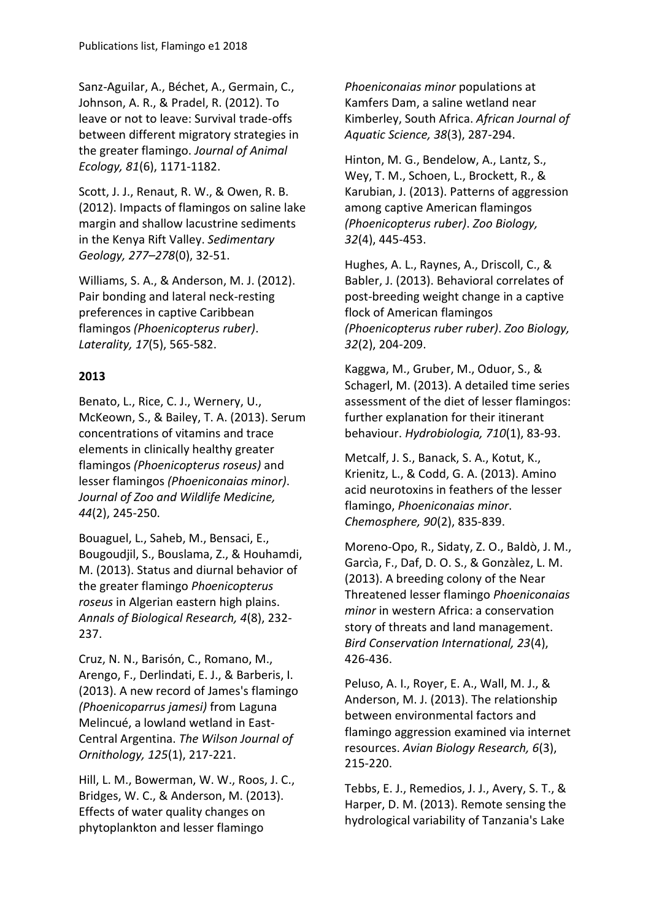Sanz-Aguilar, A., Béchet, A., Germain, C., Johnson, A. R., & Pradel, R. (2012). To leave or not to leave: Survival trade-offs between different migratory strategies in the greater flamingo. *Journal of Animal Ecology, 81*(6), 1171-1182.

Scott, J. J., Renaut, R. W., & Owen, R. B. (2012). Impacts of flamingos on saline lake margin and shallow lacustrine sediments in the Kenya Rift Valley. *Sedimentary Geology, 277–278*(0), 32-51.

Williams, S. A., & Anderson, M. J. (2012). Pair bonding and lateral neck-resting preferences in captive Caribbean flamingos *(Phoenicopterus ruber)*. *Laterality, 17*(5), 565-582.

**2013**

Benato, L., Rice, C. J., Wernery, U., McKeown, S., & Bailey, T. A. (2013). Serum concentrations of vitamins and trace elements in clinically healthy greater flamingos *(Phoenicopterus roseus)* and lesser flamingos *(Phoeniconaias minor)*. *Journal of Zoo and Wildlife Medicine, 44*(2), 245-250.

Bouaguel, L., Saheb, M., Bensaci, E., Bougoudjil, S., Bouslama, Z., & Houhamdi, M. (2013). Status and diurnal behavior of the greater flamingo *Phoenicopterus roseus* in Algerian eastern high plains. *Annals of Biological Research, 4*(8), 232-237.

Cruz, N. N., Barisón, C., Romano, M., Arengo, F., Derlindati, E. J., & Barberis, I. (2013). A new record of James's flamingo *(Phoenicoparrus jamesi)* from Laguna Melincué, a lowland wetland in East-Central Argentina. *The Wilson Journal of Ornithology, 125*(1), 217-221.

Hill, L. M., Bowerman, W. W., Roos, J. C., Bridges, W. C., & Anderson, M. (2013). Effects of water quality changes on phytoplankton and lesser flamingo *Phoeniconaias minor* populations at Kamfers Dam, a saline wetland near Kimberley, South Africa. *African Journal of Aquatic Science, 38*(3), 287-294.

Hinton, M. G., Bendelow, A., Lantz, S., Wey, T. M., Schoen, L., Brockett, R., & Karubian, J. (2013). Patterns of aggression among captive American flamingos *(Phoenicopterus ruber)*. *Zoo Biology, 32*(4), 445-453.

Hughes, A. L., Raynes, A., Driscoll, C., & Babler, J. (2013). Behavioral correlates of post-breeding weight change in a captive flock of American flamingos *(Phoenicopterus ruber ruber)*. *Zoo Biology, 32*(2), 204-209.

Kaggwa, M., Gruber, M., Oduor, S., & Schagerl, M. (2013). A detailed time series assessment of the diet of lesser flamingos: further explanation for their itinerant behaviour. *Hydrobiologia, 710*(1), 83-93.

Metcalf, J. S., Banack, S. A., Kotut, K., Krienitz, L., & Codd, G. A. (2013). Amino acid neurotoxins in feathers of the lesser flamingo, *Phoeniconaias minor*. *Chemosphere, 90*(2), 835-839.

Moreno-Opo, R., Sidaty, Z. O., Baldò, J. M., Garcìa, F., Daf, D. O. S., & Gonzàlez, L. M. (2013). A breeding colony of the Near Threatened lesser flamingo *Phoeniconaias minor* in western Africa: a conservation story of threats and land management. *Bird Conservation International, 23*(4), 426-436.

Peluso, A. I., Royer, E. A., Wall, M. J., & Anderson, M. J. (2013). The relationship between environmental factors and flamingo aggression examined via internet resources. *Avian Biology Research, 6*(3), 215-220.

Tebbs, E. J., Remedios, J. J., Avery, S. T., & Harper, D. M. (2013). Remote sensing the hydrological variability of Tanzania's Lake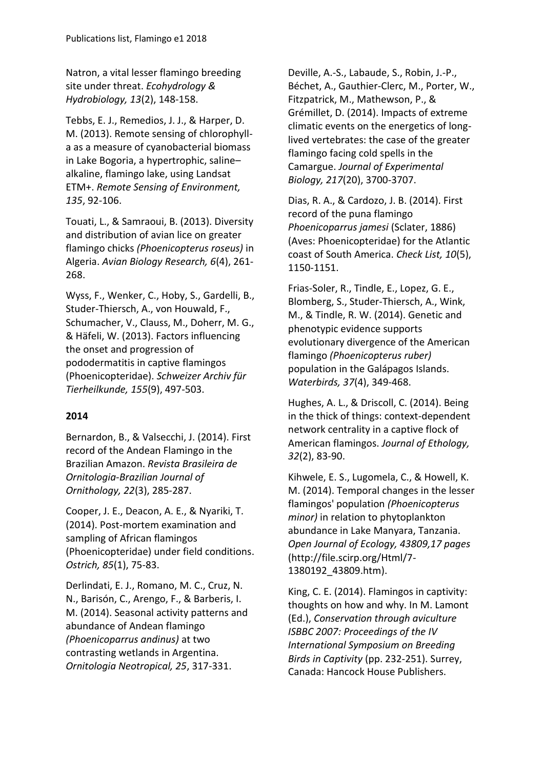Natron, a vital lesser flamingo breeding site under threat. *Ecohydrology & Hydrobiology, 13*(2), 148-158.

Tebbs, E. J., Remedios, J. J., & Harper, D. M. (2013). Remote sensing of chlorophyll-a as a measure of cyanobacterial biomass in Lake Bogoria, a hypertrophic, saline–alkaline, flamingo lake, using Landsat ETM+. *Remote Sensing of Environment, 135*, 92-106.

Touati, L., & Samraoui, B. (2013). Diversity and distribution of avian lice on greater flamingo chicks *(Phoenicopterus roseus)* in Algeria. *Avian Biology Research, 6*(4), 261-268.

Wyss, F., Wenker, C., Hoby, S., Gardelli, B., Studer-Thiersch, A., von Houwald, F., Schumacher, V., Clauss, M., Doherr, M. G., & Häfeli, W. (2013). Factors influencing the onset and progression of pododermatitis in captive flamingos (Phoenicopteridae). *Schweizer Archiv für Tierheilkunde, 155*(9), 497-503.

**2014**

Bernardon, B., & Valsecchi, J. (2014). First record of the Andean Flamingo in the Brazilian Amazon. *Revista Brasileira de Ornitologia-Brazilian Journal of Ornithology, 22*(3), 285-287.

Cooper, J. E., Deacon, A. E., & Nyariki, T. (2014). Post-mortem examination and sampling of African flamingos (Phoenicopteridae) under field conditions. *Ostrich, 85*(1), 75-83.

Derlindati, E. J., Romano, M. C., Cruz, N. N., Barisón, C., Arengo, F., & Barberis, I. M. (2014). Seasonal activity patterns and abundance of Andean flamingo *(Phoenicoparrus andinus)* at two contrasting wetlands in Argentina. *Ornitologia Neotropical, 25*, 317-331.

Deville, A.-S., Labaude, S., Robin, J.-P., Béchet, A., Gauthier-Clerc, M., Porter, W., Fitzpatrick, M., Mathewson, P., & Grémillet, D. (2014). Impacts of extreme climatic events on the energetics of long-lived vertebrates: the case of the greater flamingo facing cold spells in the Camargue. *Journal of Experimental Biology, 217*(20), 3700-3707.

Dias, R. A., & Cardozo, J. B. (2014). First record of the puna flamingo *Phoenicoparrus jamesi* (Sclater, 1886) (Aves: Phoenicopteridae) for the Atlantic coast of South America. *Check List, 10*(5), 1150-1151.

Frias-Soler, R., Tindle, E., Lopez, G. E., Blomberg, S., Studer-Thiersch, A., Wink, M., & Tindle, R. W. (2014). Genetic and phenotypic evidence supports evolutionary divergence of the American flamingo *(Phoenicopterus ruber)* population in the Galápagos Islands. *Waterbirds, 37*(4), 349-468.

Hughes, A. L., & Driscoll, C. (2014). Being in the thick of things: context-dependent network centrality in a captive flock of American flamingos. *Journal of Ethology, 32*(2), 83-90.

Kihwele, E. S., Lugomela, C., & Howell, K. M. (2014). Temporal changes in the lesser flamingos' population *(Phoenicopterus minor)* in relation to phytoplankton abundance in Lake Manyara, Tanzania. *Open Journal of Ecology, 43809,17 pages* (http://file.scirp.org/Html/7-1380192_43809.htm).

King, C. E. (2014). Flamingos in captivity: thoughts on how and why. In M. Lamont (Ed.), *Conservation through aviculture ISBBC 2007: Proceedings of the IV International Symposium on Breeding Birds in Captivity* (pp. 232-251). Surrey, Canada: Hancock House Publishers.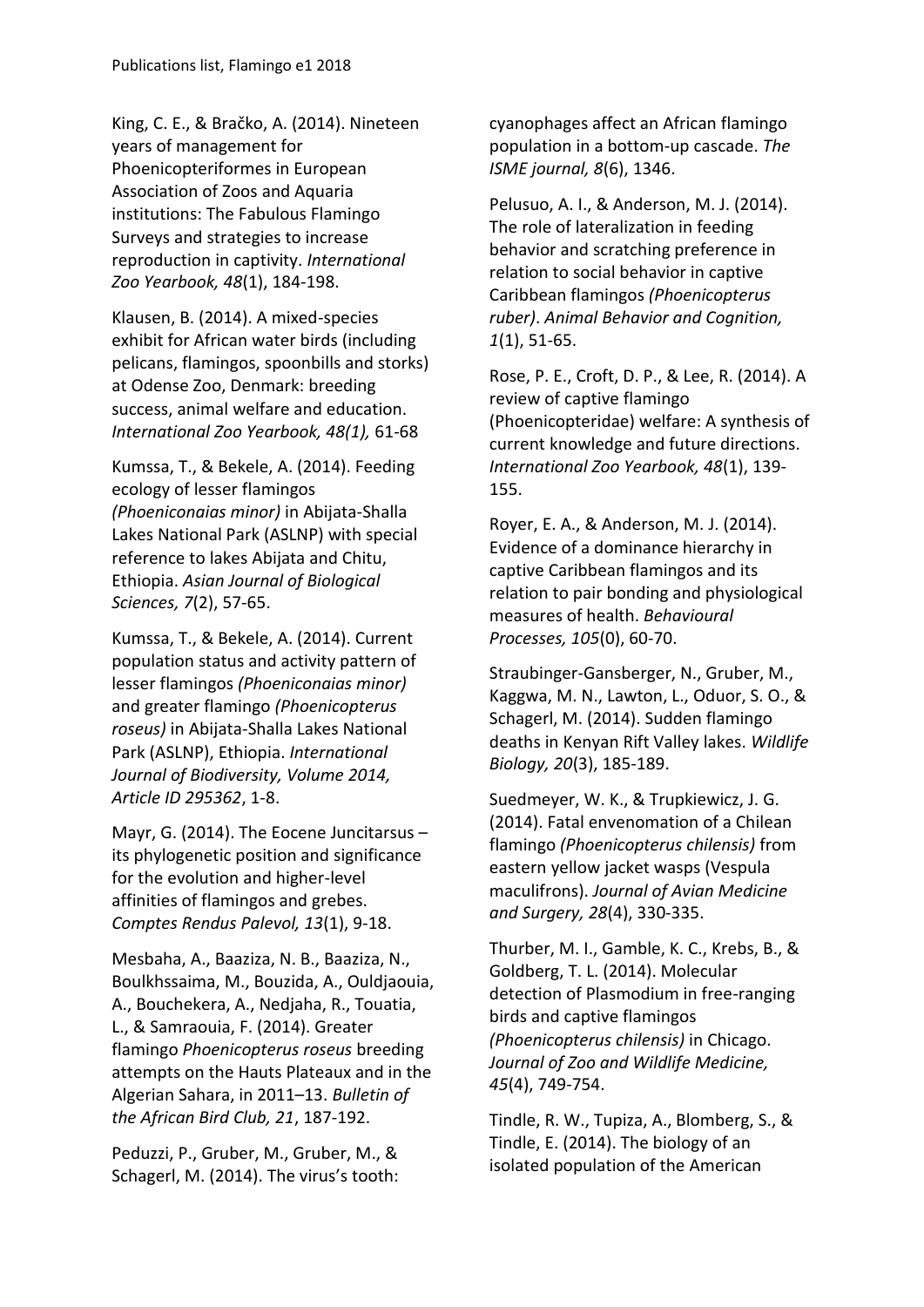King, C. E., & Bračko, A. (2014). Nineteen years of management for Phoenicopteriformes in European Association of Zoos and Aquaria institutions: The Fabulous Flamingo Surveys and strategies to increase reproduction in captivity. *International Zoo Yearbook, 48*(1), 184-198.

Klausen, B. (2014). A mixed-species exhibit for African water birds (including pelicans, flamingos, spoonbills and storks) at Odense Zoo, Denmark: breeding success, animal welfare and education. *International Zoo Yearbook, 48(1),* 61-68

Kumssa, T., & Bekele, A. (2014). Feeding ecology of lesser flamingos *(Phoeniconaias minor)* in Abijata-Shalla Lakes National Park (ASLNP) with special reference to lakes Abijata and Chitu, Ethiopia. *Asian Journal of Biological Sciences, 7*(2), 57-65.

Kumssa, T., & Bekele, A. (2014). Current population status and activity pattern of lesser flamingos *(Phoeniconaias minor)* and greater flamingo *(Phoenicopterus roseus)* in Abijata-Shalla Lakes National Park (ASLNP), Ethiopia. *International Journal of Biodiversity, Volume 2014, Article ID 295362*, 1-8.

Mayr, G. (2014). The Eocene Juncitarsus – its phylogenetic position and significance for the evolution and higher-level affinities of flamingos and grebes. *Comptes Rendus Palevol, 13*(1), 9-18.

Mesbaha, A., Baaziza, N. B., Baaziza, N., Boulkhssaima, M., Bouzida, A., Ouldjaouia, A., Bouchekera, A., Nedjaha, R., Touatia, L., & Samraouia, F. (2014). Greater flamingo *Phoenicopterus roseus* breeding attempts on the Hauts Plateaux and in the Algerian Sahara, in 2011–13. *Bulletin of the African Bird Club, 21*, 187-192.

Peduzzi, P., Gruber, M., Gruber, M., & Schagerl, M. (2014). The virus's tooth: cyanophages affect an African flamingo population in a bottom-up cascade. *The ISME journal, 8*(6), 1346.

Pelusuo, A. I., & Anderson, M. J. (2014). The role of lateralization in feeding behavior and scratching preference in relation to social behavior in captive Caribbean flamingos *(Phoenicopterus ruber)*. *Animal Behavior and Cognition, 1*(1), 51-65.

Rose, P. E., Croft, D. P., & Lee, R. (2014). A review of captive flamingo (Phoenicopteridae) welfare: A synthesis of current knowledge and future directions. *International Zoo Yearbook, 48*(1), 139-155.

Royer, E. A., & Anderson, M. J. (2014). Evidence of a dominance hierarchy in captive Caribbean flamingos and its relation to pair bonding and physiological measures of health. *Behavioural Processes, 105*(0), 60-70.

Straubinger-Gansberger, N., Gruber, M., Kaggwa, M. N., Lawton, L., Oduor, S. O., & Schagerl, M. (2014). Sudden flamingo deaths in Kenyan Rift Valley lakes. *Wildlife Biology, 20*(3), 185-189.

Suedmeyer, W. K., & Trupkiewicz, J. G. (2014). Fatal envenomation of a Chilean flamingo *(Phoenicopterus chilensis)* from eastern yellow jacket wasps (Vespula maculifrons). *Journal of Avian Medicine and Surgery, 28*(4), 330-335.

Thurber, M. I., Gamble, K. C., Krebs, B., & Goldberg, T. L. (2014). Molecular detection of Plasmodium in free-ranging birds and captive flamingos *(Phoenicopterus chilensis)* in Chicago. *Journal of Zoo and Wildlife Medicine, 45*(4), 749-754.

Tindle, R. W., Tupiza, A., Blomberg, S., & Tindle, E. (2014). The biology of an isolated population of the American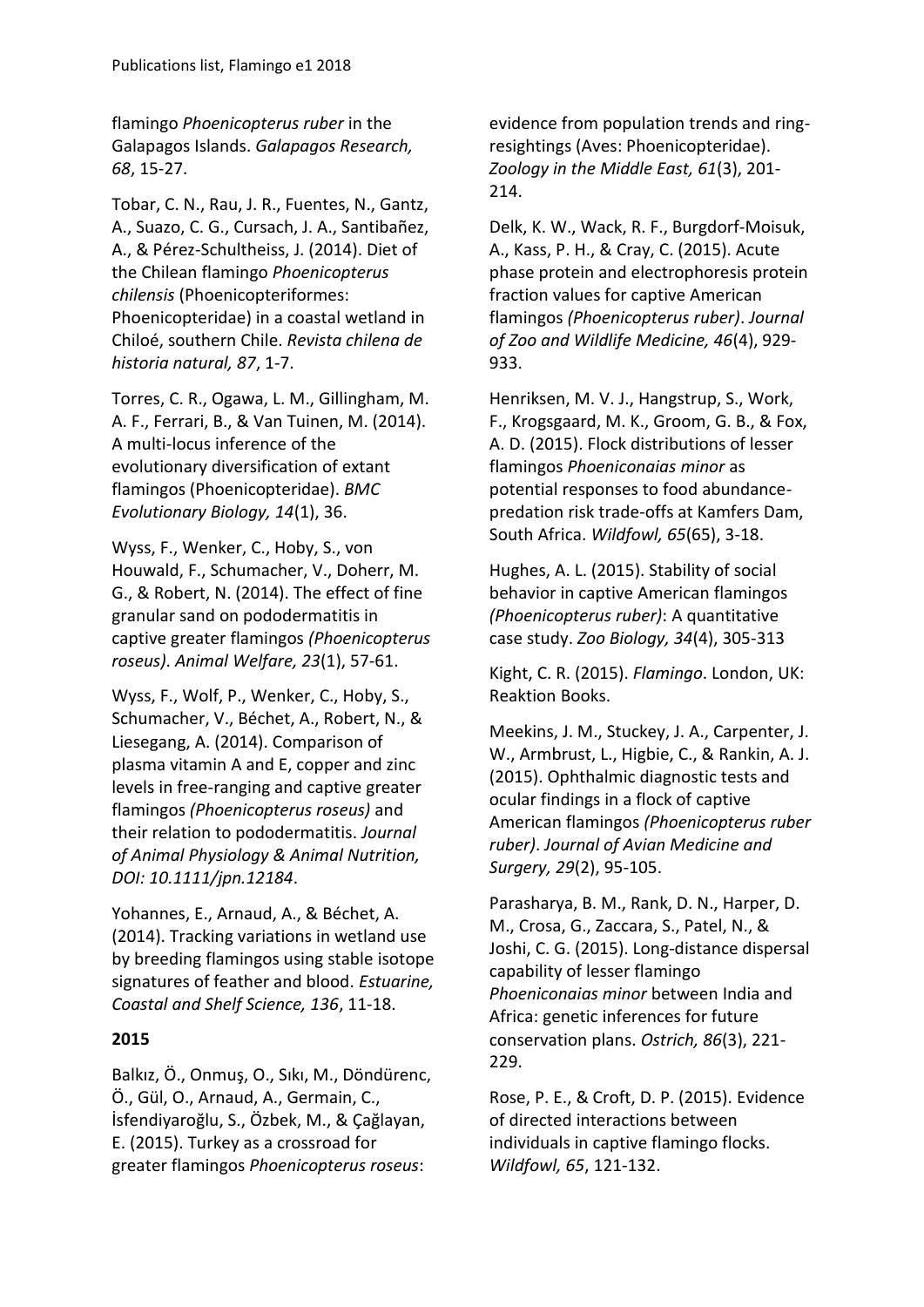flamingo *Phoenicopterus ruber* in the Galapagos Islands. *Galapagos Research, 68*, 15-27.

Tobar, C. N., Rau, J. R., Fuentes, N., Gantz, A., Suazo, C. G., Cursach, J. A., Santibañez, A., & Pérez-Schultheiss, J. (2014). Diet of the Chilean flamingo *Phoenicopterus chilensis* (Phoenicopteriformes: Phoenicopteridae) in a coastal wetland in Chiloé, southern Chile. *Revista chilena de historia natural, 87*, 1-7.

Torres, C. R., Ogawa, L. M., Gillingham, M. A. F., Ferrari, B., & Van Tuinen, M. (2014). A multi-locus inference of the evolutionary diversification of extant flamingos (Phoenicopteridae). *BMC Evolutionary Biology, 14*(1), 36.

Wyss, F., Wenker, C., Hoby, S., von Houwald, F., Schumacher, V., Doherr, M. G., & Robert, N. (2014). The effect of fine granular sand on pododermatitis in captive greater flamingos *(Phoenicopterus roseus)*. *Animal Welfare, 23*(1), 57-61.

Wyss, F., Wolf, P., Wenker, C., Hoby, S., Schumacher, V., Béchet, A., Robert, N., & Liesegang, A. (2014). Comparison of plasma vitamin A and E, copper and zinc levels in free-ranging and captive greater flamingos *(Phoenicopterus roseus)* and their relation to pododermatitis. *Journal of Animal Physiology & Animal Nutrition, DOI: 10.1111/jpn.12184*.

Yohannes, E., Arnaud, A., & Béchet, A. (2014). Tracking variations in wetland use by breeding flamingos using stable isotope signatures of feather and blood. *Estuarine, Coastal and Shelf Science, 136*, 11-18.

**2015**

Balkız, Ö., Onmuş, O., Sıkı, M., Döndürenc, Ö., Gül, O., Arnaud, A., Germain, C., İsfendiyaroğlu, S., Özbek, M., & Çağlayan, E. (2015). Turkey as a crossroad for greater flamingos *Phoenicopterus roseus*: evidence from population trends and ring-resightings (Aves: Phoenicopteridae). *Zoology in the Middle East, 61*(3), 201-214.

Delk, K. W., Wack, R. F., Burgdorf-Moisuk, A., Kass, P. H., & Cray, C. (2015). Acute phase protein and electrophoresis protein fraction values for captive American flamingos *(Phoenicopterus ruber)*. *Journal of Zoo and Wildlife Medicine, 46*(4), 929-933.

Henriksen, M. V. J., Hangstrup, S., Work, F., Krogsgaard, M. K., Groom, G. B., & Fox, A. D. (2015). Flock distributions of lesser flamingos *Phoeniconaias minor* as potential responses to food abundance-predation risk trade-offs at Kamfers Dam, South Africa. *Wildfowl, 65*(65), 3-18.

Hughes, A. L. (2015). Stability of social behavior in captive American flamingos *(Phoenicopterus ruber)*: A quantitative case study. *Zoo Biology, 34*(4), 305-313

Kight, C. R. (2015). *Flamingo*. London, UK: Reaktion Books.

Meekins, J. M., Stuckey, J. A., Carpenter, J. W., Armbrust, L., Higbie, C., & Rankin, A. J. (2015). Ophthalmic diagnostic tests and ocular findings in a flock of captive American flamingos *(Phoenicopterus ruber ruber)*. *Journal of Avian Medicine and Surgery, 29*(2), 95-105.

Parasharya, B. M., Rank, D. N., Harper, D. M., Crosa, G., Zaccara, S., Patel, N., & Joshi, C. G. (2015). Long-distance dispersal capability of lesser flamingo *Phoeniconaias minor* between India and Africa: genetic inferences for future conservation plans. *Ostrich, 86*(3), 221-229.

Rose, P. E., & Croft, D. P. (2015). Evidence of directed interactions between individuals in captive flamingo flocks. *Wildfowl, 65*, 121-132.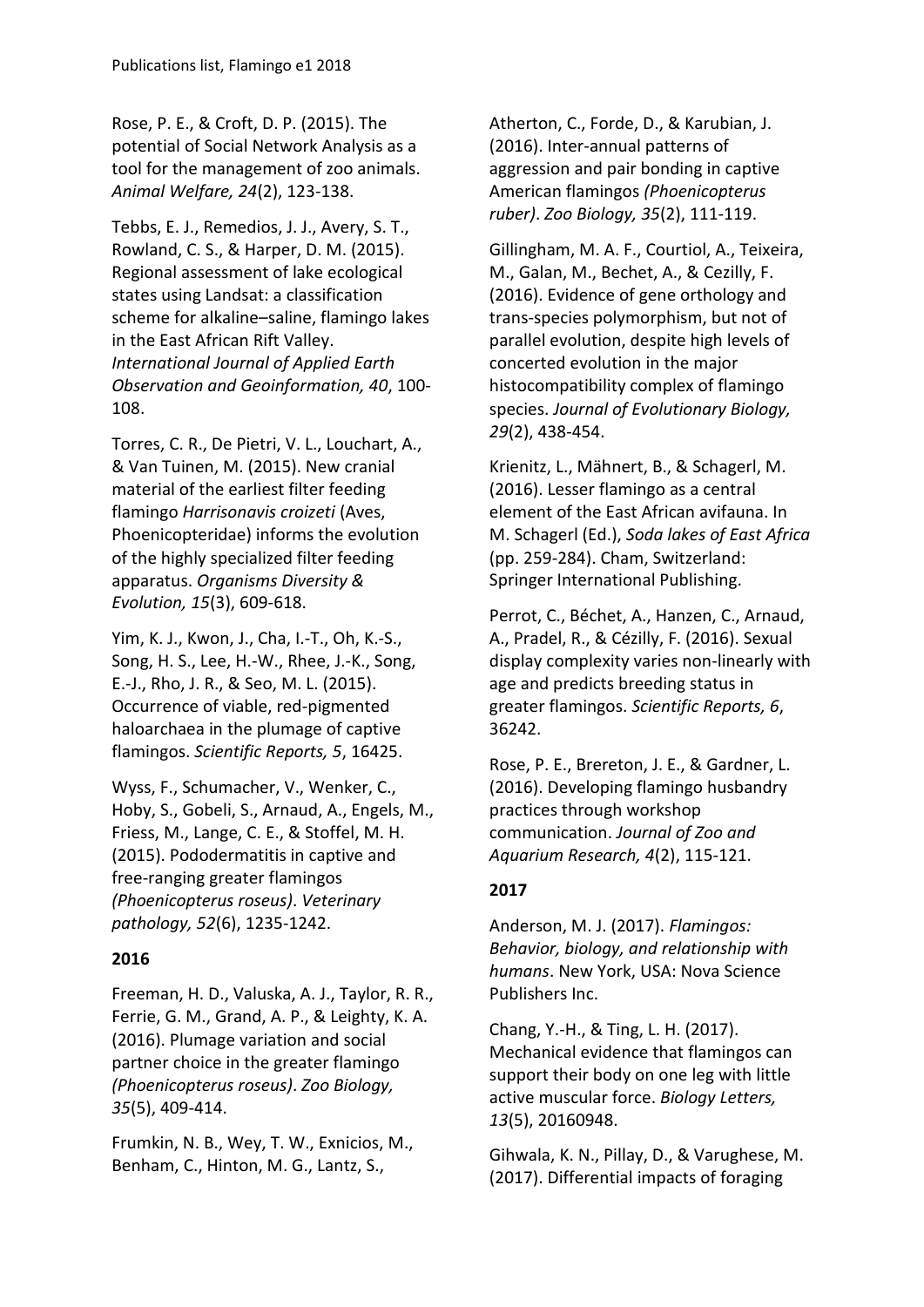Rose, P. E., & Croft, D. P. (2015). The potential of Social Network Analysis as a tool for the management of zoo animals. *Animal Welfare, 24*(2), 123-138.

Tebbs, E. J., Remedios, J. J., Avery, S. T., Rowland, C. S., & Harper, D. M. (2015). Regional assessment of lake ecological states using Landsat: a classification scheme for alkaline–saline, flamingo lakes in the East African Rift Valley. *International Journal of Applied Earth Observation and Geoinformation, 40*, 100-108.

Torres, C. R., De Pietri, V. L., Louchart, A., & Van Tuinen, M. (2015). New cranial material of the earliest filter feeding flamingo *Harrisonavis croizeti* (Aves, Phoenicopteridae) informs the evolution of the highly specialized filter feeding apparatus. *Organisms Diversity & Evolution, 15*(3), 609-618.

Yim, K. J., Kwon, J., Cha, I.-T., Oh, K.-S., Song, H. S., Lee, H.-W., Rhee, J.-K., Song, E.-J., Rho, J. R., & Seo, M. L. (2015). Occurrence of viable, red-pigmented haloarchaea in the plumage of captive flamingos. *Scientific Reports, 5*, 16425.

Wyss, F., Schumacher, V., Wenker, C., Hoby, S., Gobeli, S., Arnaud, A., Engels, M., Friess, M., Lange, C. E., & Stoffel, M. H. (2015). Pododermatitis in captive and free-ranging greater flamingos *(Phoenicopterus roseus)*. *Veterinary pathology, 52*(6), 1235-1242.

**2016**

Freeman, H. D., Valuska, A. J., Taylor, R. R., Ferrie, G. M., Grand, A. P., & Leighty, K. A. (2016). Plumage variation and social partner choice in the greater flamingo *(Phoenicopterus roseus)*. *Zoo Biology, 35*(5), 409-414.

Frumkin, N. B., Wey, T. W., Exnicios, M., Benham, C., Hinton, M. G., Lantz, S., Atherton, C., Forde, D., & Karubian, J. (2016). Inter-annual patterns of aggression and pair bonding in captive American flamingos *(Phoenicopterus ruber)*. *Zoo Biology, 35*(2), 111-119.

Gillingham, M. A. F., Courtiol, A., Teixeira, M., Galan, M., Bechet, A., & Cezilly, F. (2016). Evidence of gene orthology and trans-species polymorphism, but not of parallel evolution, despite high levels of concerted evolution in the major histocompatibility complex of flamingo species. *Journal of Evolutionary Biology, 29*(2), 438-454.

Krienitz, L., Mähnert, B., & Schagerl, M. (2016). Lesser flamingo as a central element of the East African avifauna. In M. Schagerl (Ed.), *Soda lakes of East Africa* (pp. 259-284). Cham, Switzerland: Springer International Publishing.

Perrot, C., Béchet, A., Hanzen, C., Arnaud, A., Pradel, R., & Cézilly, F. (2016). Sexual display complexity varies non-linearly with age and predicts breeding status in greater flamingos. *Scientific Reports, 6*, 36242.

Rose, P. E., Brereton, J. E., & Gardner, L. (2016). Developing flamingo husbandry practices through workshop communication. *Journal of Zoo and Aquarium Research, 4*(2), 115-121.

**2017**

Anderson, M. J. (2017). *Flamingos: Behavior, biology, and relationship with humans*. New York, USA: Nova Science Publishers Inc.

Chang, Y.-H., & Ting, L. H. (2017). Mechanical evidence that flamingos can support their body on one leg with little active muscular force. *Biology Letters, 13*(5), 20160948.

Gihwala, K. N., Pillay, D., & Varughese, M. (2017). Differential impacts of foraging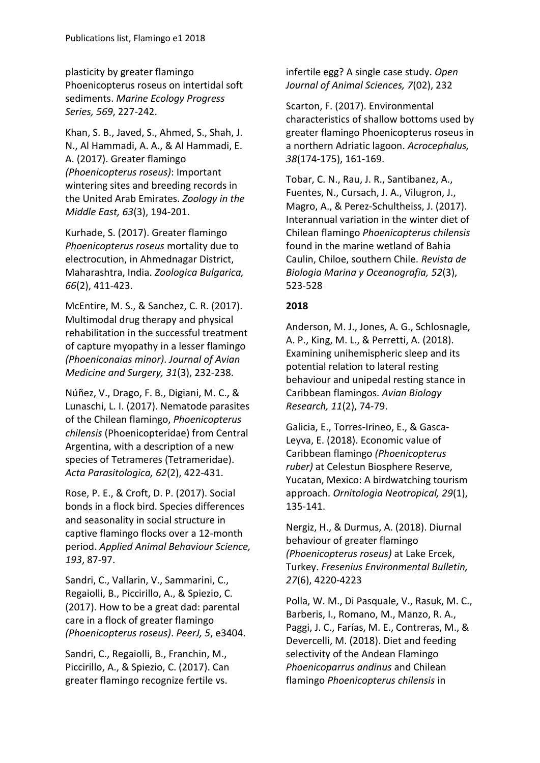plasticity by greater flamingo Phoenicopterus roseus on intertidal soft sediments. *Marine Ecology Progress Series, 569*, 227-242.

Khan, S. B., Javed, S., Ahmed, S., Shah, J. N., Al Hammadi, A. A., & Al Hammadi, E. A. (2017). Greater flamingo *(Phoenicopterus roseus)*: Important wintering sites and breeding records in the United Arab Emirates. *Zoology in the Middle East, 63*(3), 194-201.

Kurhade, S. (2017). Greater flamingo *Phoenicopterus roseus* mortality due to electrocution, in Ahmednagar District, Maharashtra, India. *Zoologica Bulgarica, 66*(2), 411-423.

McEntire, M. S., & Sanchez, C. R. (2017). Multimodal drug therapy and physical rehabilitation in the successful treatment of capture myopathy in a lesser flamingo *(Phoeniconaias minor)*. *Journal of Avian Medicine and Surgery, 31*(3), 232-238.

Núñez, V., Drago, F. B., Digiani, M. C., & Lunaschi, L. I. (2017). Nematode parasites of the Chilean flamingo, *Phoenicopterus chilensis* (Phoenicopteridae) from Central Argentina, with a description of a new species of Tetrameres (Tetrameridae). *Acta Parasitologica, 62*(2), 422-431.

Rose, P. E., & Croft, D. P. (2017). Social bonds in a flock bird. Species differences and seasonality in social structure in captive flamingo flocks over a 12-month period. *Applied Animal Behaviour Science, 193*, 87-97.

Sandri, C., Vallarin, V., Sammarini, C., Regaiolli, B., Piccirillo, A., & Spiezio, C. (2017). How to be a great dad: parental care in a flock of greater flamingo *(Phoenicopterus roseus)*. *PeerJ, 5*, e3404.

Sandri, C., Regaiolli, B., Franchin, M., Piccirillo, A., & Spiezio, C. (2017). Can greater flamingo recognize fertile vs. infertile egg? A single case study. *Open Journal of Animal Sciences, 7*(02), 232

Scarton, F. (2017). Environmental characteristics of shallow bottoms used by greater flamingo Phoenicopterus roseus in a northern Adriatic lagoon. *Acrocephalus, 38*(174-175), 161-169.

Tobar, C. N., Rau, J. R., Santibanez, A., Fuentes, N., Cursach, J. A., Vilugron, J., Magro, A., & Perez-Schultheiss, J. (2017). Interannual variation in the winter diet of Chilean flamingo *Phoenicopterus chilensis* found in the marine wetland of Bahia Caulin, Chiloe, southern Chile. *Revista de Biologia Marina y Oceanografia, 52*(3), 523-528

**2018**

Anderson, M. J., Jones, A. G., Schlosnagle, A. P., King, M. L., & Perretti, A. (2018). Examining unihemispheric sleep and its potential relation to lateral resting behaviour and unipedal resting stance in Caribbean flamingos. *Avian Biology Research, 11*(2), 74-79.

Galicia, E., Torres-Irineo, E., & Gasca-Leyva, E. (2018). Economic value of Caribbean flamingo *(Phoenicopterus ruber)* at Celestun Biosphere Reserve, Yucatan, Mexico: A birdwatching tourism approach. *Ornitologia Neotropical, 29*(1), 135-141.

Nergiz, H., & Durmus, A. (2018). Diurnal behaviour of greater flamingo *(Phoenicopterus roseus)* at Lake Ercek, Turkey. *Fresenius Environmental Bulletin, 27*(6), 4220-4223

Polla, W. M., Di Pasquale, V., Rasuk, M. C., Barberis, I., Romano, M., Manzo, R. A., Paggi, J. C., Farías, M. E., Contreras, M., & Devercelli, M. (2018). Diet and feeding selectivity of the Andean Flamingo *Phoenicoparrus andinus* and Chilean flamingo *Phoenicopterus chilensis* in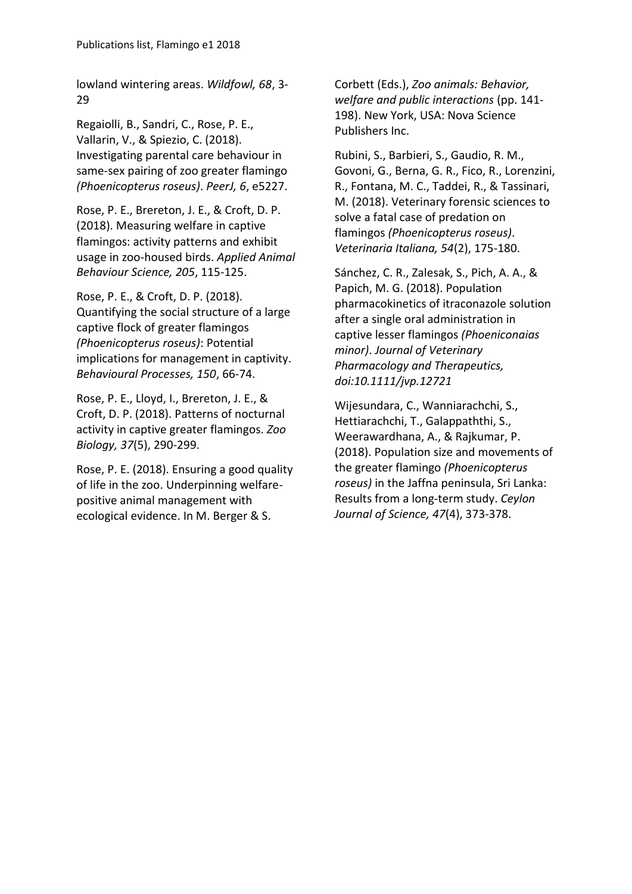lowland wintering areas. *Wildfowl, 68*, 3-29

Regaiolli, B., Sandri, C., Rose, P. E., Vallarin, V., & Spiezio, C. (2018). Investigating parental care behaviour in same-sex pairing of zoo greater flamingo *(Phoenicopterus roseus)*. *PeerJ, 6*, e5227.

Rose, P. E., Brereton, J. E., & Croft, D. P. (2018). Measuring welfare in captive flamingos: activity patterns and exhibit usage in zoo-housed birds. *Applied Animal Behaviour Science, 205*, 115-125.

Rose, P. E., & Croft, D. P. (2018). Quantifying the social structure of a large captive flock of greater flamingos *(Phoenicopterus roseus)*: Potential implications for management in captivity. *Behavioural Processes, 150*, 66-74.

Rose, P. E., Lloyd, I., Brereton, J. E., & Croft, D. P. (2018). Patterns of nocturnal activity in captive greater flamingos. *Zoo Biology, 37*(5), 290-299.

Rose, P. E. (2018). Ensuring a good quality of life in the zoo. Underpinning welfare-positive animal management with ecological evidence. In M. Berger & S. Corbett (Eds.), *Zoo animals: Behavior, welfare and public interactions* (pp. 141-198). New York, USA: Nova Science Publishers Inc.

Rubini, S., Barbieri, S., Gaudio, R. M., Govoni, G., Berna, G. R., Fico, R., Lorenzini, R., Fontana, M. C., Taddei, R., & Tassinari, M. (2018). Veterinary forensic sciences to solve a fatal case of predation on flamingos *(Phoenicopterus roseus)*. *Veterinaria Italiana, 54*(2), 175-180.

Sánchez, C. R., Zalesak, S., Pich, A. A., & Papich, M. G. (2018). Population pharmacokinetics of itraconazole solution after a single oral administration in captive lesser flamingos *(Phoeniconaias minor)*. *Journal of Veterinary Pharmacology and Therapeutics, doi:10.1111/jvp.12721*

Wijesundara, C., Wanniarachchi, S., Hettiarachchi, T., Galappaththi, S., Weerawardhana, A., & Rajkumar, P. (2018). Population size and movements of the greater flamingo *(Phoenicopterus roseus)* in the Jaffna peninsula, Sri Lanka: Results from a long-term study. *Ceylon Journal of Science, 47*(4), 373-378.